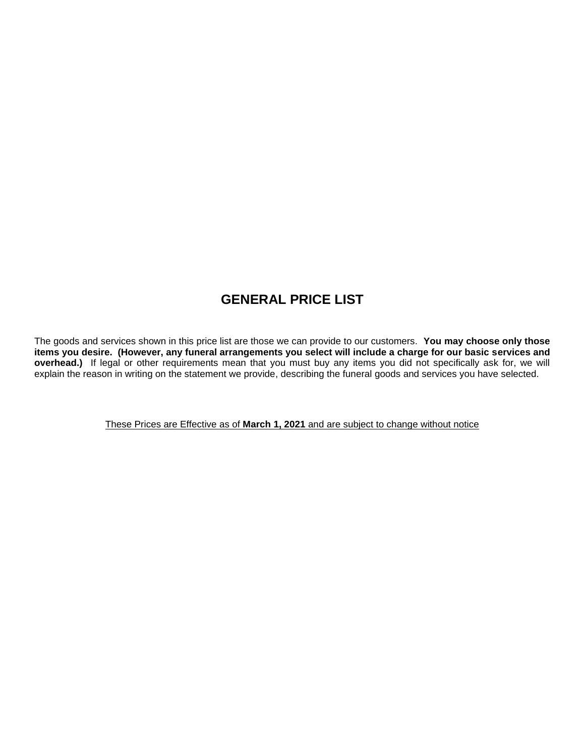# GENERAL PRICE LIST

The goods and services shown in this price list are those we can provide to our customers. **You may choose only those items you desire. (However, any funeral arrangements you select will include a charge for our basic services and overhead.)** If legal or other requirements mean that you must buy any items you did not specifically ask for, we will explain the reason in writing on the statement we provide, describing the funeral goods and services you have selected.

These Prices are Effective as of **March 1, 2021** and are subject to change without notice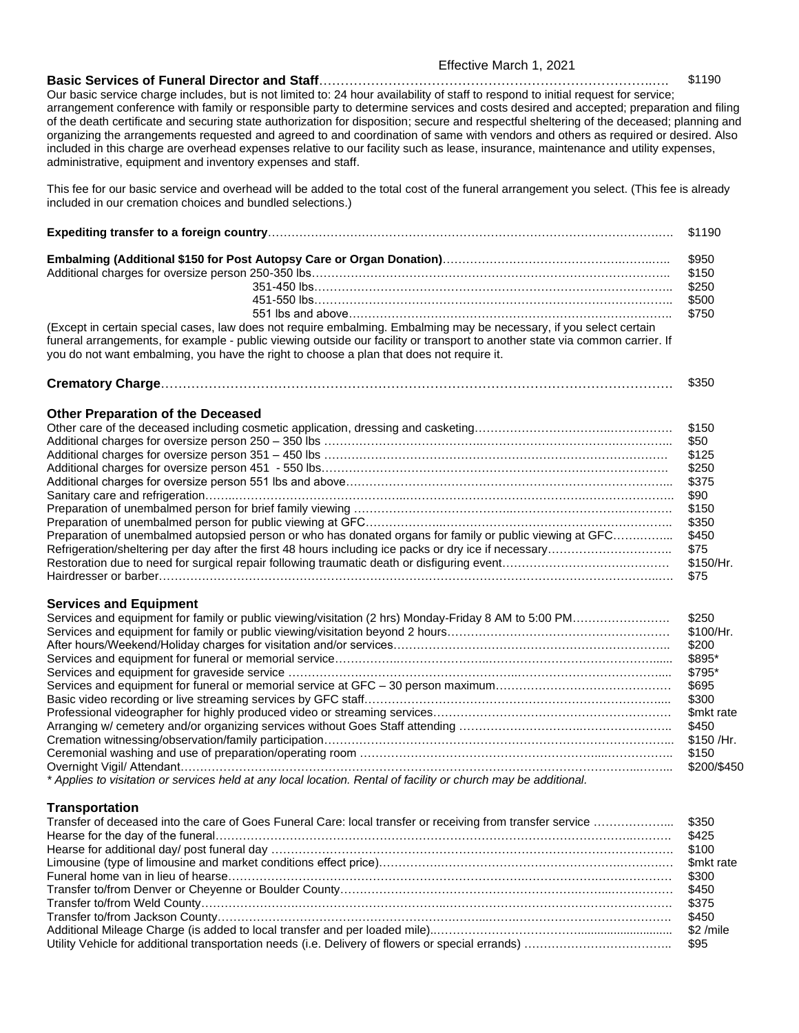Effective March 1, 2021

| | |
|---|---|
| **Basic Services of Funeral Director and Staff** | $1190 |

Our basic service charge includes, but is not limited to: 24 hour availability of staff to respond to initial request for service; arrangement conference with family or responsible party to determine services and costs desired and accepted; preparation and filing of the death certificate and securing state authorization for disposition; secure and respectful sheltering of the deceased; planning and organizing the arrangements requested and agreed to and coordination of same with vendors and others as required or desired. Also included in this charge are overhead expenses relative to our facility such as lease, insurance, maintenance and utility expenses, administrative, equipment and inventory expenses and staff.

This fee for our basic service and overhead will be added to the total cost of the funeral arrangement you select. (This fee is already included in our cremation choices and bundled selections.)

| | |
|---|---|
| **Expediting transfer to a foreign country** | $1190 |
| **Embalming (Additional $150 for Post Autopsy Care or Organ Donation)** | $950 |
| Additional charges for oversize person 250-350 lbs | $150 |
| 351-450 lbs | $250 |
| 451-550 lbs | $500 |
| 551 lbs and above | $750 |

(Except in certain special cases, law does not require embalming. Embalming may be necessary, if you select certain funeral arrangements, for example - public viewing outside our facility or transport to another state via common carrier. If you do not want embalming, you have the right to choose a plan that does not require it.

| | |
|---|---|
| **Crematory Charge** | $350 |

## Other Preparation of the Deceased

| | |
|---|---|
| Other care of the deceased including cosmetic application, dressing and casketing | $150 |
| Additional charges for oversize person 250 – 350 lbs | $50 |
| Additional charges for oversize person 351 – 450 lbs | $125 |
| Additional charges for oversize person 451 - 550 lbs | $250 |
| Additional charges for oversize person 551 lbs and above | $375 |
| Sanitary care and refrigeration | $90 |
| Preparation of unembalmed person for brief family viewing | $150 |
| Preparation of unembalmed person for public viewing at GFC | $350 |
| Preparation of unembalmed autopsied person or who has donated organs for family or public viewing at GFC | $450 |
| Refrigeration/sheltering per day after the first 48 hours including ice packs or dry ice if necessary | $75 |
| Restoration due to need for surgical repair following traumatic death or disfiguring event | $150/Hr. |
| Hairdresser or barber | $75 |

## Services and Equipment

| | |
|---|---|
| Services and equipment for family or public viewing/visitation (2 hrs) Monday-Friday 8 AM to 5:00 PM | $250 |
| Services and equipment for family or public viewing/visitation beyond 2 hours | $100/Hr. |
| After hours/Weekend/Holiday charges for visitation and/or services | $200 |
| Services and equipment for funeral or memorial service | $895* |
| Services and equipment for graveside service | $795* |
| Services and equipment for funeral or memorial service at GFC – 30 person maximum | $695 |
| Basic video recording or live streaming services by GFC staff | $300 |
| Professional videographer for highly produced video or streaming services | $mkt rate |
| Arranging w/ cemetery and/or organizing services without Goes Staff attending | $450 |
| Cremation witnessing/observation/family participation | $150 /Hr. |
| Ceremonial washing and use of preparation/operating room | $150 |
| Overnight Vigil/ Attendant | $200/$450 |

*\* Applies to visitation or services held at any local location. Rental of facility or church may be additional.*

## Transportation

| | |
|---|---|
| Transfer of deceased into the care of Goes Funeral Care: local transfer or receiving from transfer service | $350 |
| Hearse for the day of the funeral | $425 |
| Hearse for additional day/ post funeral day | $100 |
| Limousine (type of limousine and market conditions effect price) | $mkt rate |
| Funeral home van in lieu of hearse | $300 |
| Transfer to/from Denver or Cheyenne or Boulder County | $450 |
| Transfer to/from Weld County | $375 |
| Transfer to/from Jackson County | $450 |
| Additional Mileage Charge (is added to local transfer and per loaded mile) | $2 /mile |
| Utility Vehicle for additional transportation needs (i.e. Delivery of flowers or special errands) | $95 |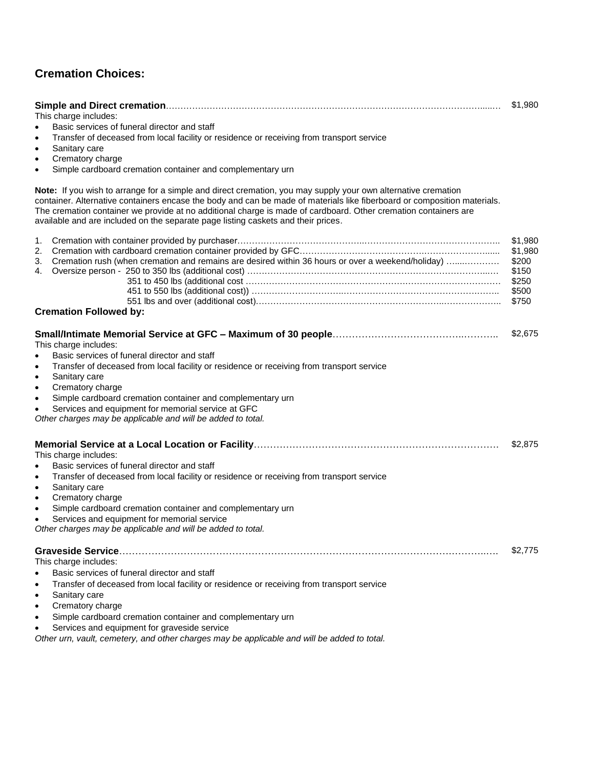## Cremation Choices:

**Simple and Direct cremation** ............................................................ $1,980

This charge includes:

- Basic services of funeral director and staff
- Transfer of deceased from local facility or residence or receiving from transport service
- Sanitary care
- Crematory charge
- Simple cardboard cremation container and complementary urn

**Note:** If you wish to arrange for a simple and direct cremation, you may supply your own alternative cremation container. Alternative containers encase the body and can be made of materials like fiberboard or composition materials. The cremation container we provide at no additional charge is made of cardboard. Other cremation containers are available and are included on the separate page listing caskets and their prices.

| | | Price |
|---|---|---|
| 1. | Cremation with container provided by purchaser | $1,980 |
| 2. | Cremation with cardboard cremation container provided by GFC | $1,980 |
| 3. | Cremation rush (when cremation and remains are desired within 36 hours or over a weekend/holiday) | $200 |
| 4. | Oversize person - 250 to 350 lbs (additional cost) | $150 |
| | 351 to 450 lbs (additional cost | $250 |
| | 451 to 550 lbs (additional cost)) | $500 |
| | 551 lbs and over (additional cost) | $750 |

### Cremation Followed by:

**Small/Intimate Memorial Service at GFC – Maximum of 30 people** ............................................................ $2,675

This charge includes:

- Basic services of funeral director and staff
- Transfer of deceased from local facility or residence or receiving from transport service
- Sanitary care
- Crematory charge
- Simple cardboard cremation container and complementary urn
- Services and equipment for memorial service at GFC

*Other charges may be applicable and will be added to total.*

**Memorial Service at a Local Location or Facility** ............................................................ $2,875

This charge includes:

- Basic services of funeral director and staff
- Transfer of deceased from local facility or residence or receiving from transport service
- Sanitary care
- Crematory charge
- Simple cardboard cremation container and complementary urn
- Services and equipment for memorial service

*Other charges may be applicable and will be added to total.*

**Graveside Service** ............................................................ $2,775

This charge includes:

- Basic services of funeral director and staff
- Transfer of deceased from local facility or residence or receiving from transport service
- Sanitary care
- Crematory charge
- Simple cardboard cremation container and complementary urn
- Services and equipment for graveside service

*Other urn, vault, cemetery, and other charges may be applicable and will be added to total.*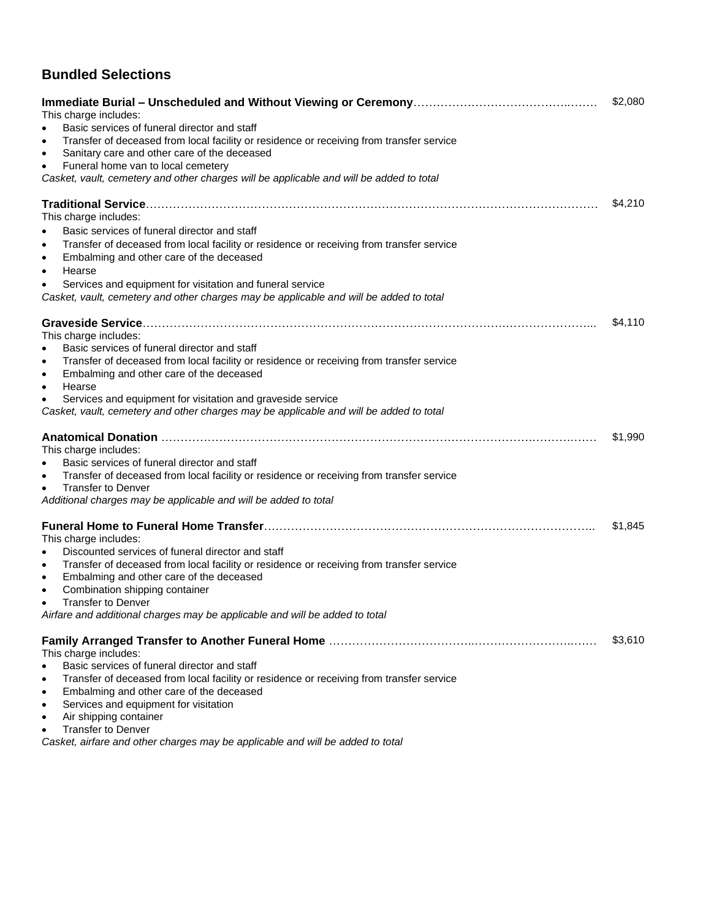## Bundled Selections

**Immediate Burial – Unscheduled and Without Viewing or Ceremony** …… $2,080

This charge includes:

- Basic services of funeral director and staff
- Transfer of deceased from local facility or residence or receiving from transfer service
- Sanitary care and other care of the deceased
- Funeral home van to local cemetery

*Casket, vault, cemetery and other charges will be applicable and will be added to total*

**Traditional Service** …… $4,210

This charge includes:

- Basic services of funeral director and staff
- Transfer of deceased from local facility or residence or receiving from transfer service
- Embalming and other care of the deceased
- Hearse
- Services and equipment for visitation and funeral service

*Casket, vault, cemetery and other charges may be applicable and will be added to total*

**Graveside Service** …… $4,110

This charge includes:

- Basic services of funeral director and staff
- Transfer of deceased from local facility or residence or receiving from transfer service
- Embalming and other care of the deceased
- Hearse
- Services and equipment for visitation and graveside service

*Casket, vault, cemetery and other charges may be applicable and will be added to total*

**Anatomical Donation** …… $1,990

This charge includes:

- Basic services of funeral director and staff
- Transfer of deceased from local facility or residence or receiving from transfer service
- Transfer to Denver

*Additional charges may be applicable and will be added to total*

**Funeral Home to Funeral Home Transfer** …… $1,845

This charge includes:

- Discounted services of funeral director and staff
- Transfer of deceased from local facility or residence or receiving from transfer service
- Embalming and other care of the deceased
- Combination shipping container
- Transfer to Denver

*Airfare and additional charges may be applicable and will be added to total*

**Family Arranged Transfer to Another Funeral Home** …… $3,610

This charge includes:

- Basic services of funeral director and staff
- Transfer of deceased from local facility or residence or receiving from transfer service
- Embalming and other care of the deceased
- Services and equipment for visitation
- Air shipping container
- Transfer to Denver

*Casket, airfare and other charges may be applicable and will be added to total*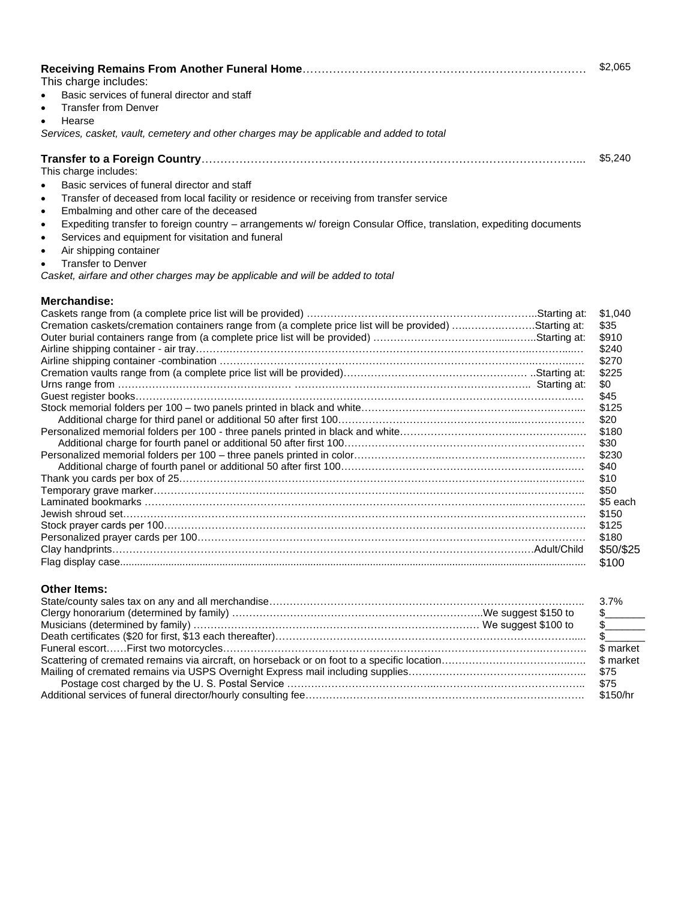**Receiving Remains From Another Funeral Home** ………………………………………………………………… $2,065

This charge includes:

- Basic services of funeral director and staff
- Transfer from Denver
- Hearse

*Services, casket, vault, cemetery and other charges may be applicable and added to total*

**Transfer to a Foreign Country** ………………………………………………………………………………………. $5,240

This charge includes:

- Basic services of funeral director and staff
- Transfer of deceased from local facility or residence or receiving from transfer service
- Embalming and other care of the deceased
- Expediting transfer to foreign country – arrangements w/ foreign Consular Office, translation, expediting documents
- Services and equipment for visitation and funeral
- Air shipping container
- Transfer to Denver

*Casket, airfare and other charges may be applicable and will be added to total*

**Merchandise:**

| Item | Price |
|---|---|
| Caskets range from (a complete price list will be provided) ……………………………………..Starting at: | $1,040 |
| Cremation caskets/cremation containers range from (a complete price list will be provided) …………………..Starting at: | $35 |
| Outer burial containers range from (a complete price list will be provided) ……………………………..Starting at: | $910 |
| Airline shipping container - air tray……………………………………………………………………………… | $240 |
| Airline shipping container -combination ………………………………………………………………………… | $270 |
| Cremation vaults range from (a complete price list will be provided)…………………………………..Starting at: | $225 |
| Urns range from …………………………………………………………………………………… Starting at: | $0 |
| Guest register books………………………………………………………………………………………… | $45 |
| Stock memorial folders per 100 – two panels printed in black and white………………………………………… | $125 |
| Additional charge for third panel or additional 50 after first 100……………………………………………… | $20 |
| Personalized memorial folders per 100 - three panels printed in black and white………………………………… | $180 |
| Additional charge for fourth panel or additional 50 after first 100……………………………………………… | $30 |
| Personalized memorial folders per 100 – three panels printed in color……………………………………………… | $230 |
| Additional charge of fourth panel or additional 50 after first 100……………………………………………… | $40 |
| Thank you cards per box of 25………………………………………………………………………………… | $10 |
| Temporary grave marker……………………………………………………………………………………… | $50 |
| Laminated bookmarks ………………………………………………………………………………………… | $5 each |
| Jewish shroud set……………………………………………………………………………………………… | $150 |
| Stock prayer cards per 100……………………………………………………………………………………… | $125 |
| Personalized prayer cards per 100……………………………………………………………………………… | $180 |
| Clay handprints……………………………………………………………………………………Adult/Child | $50/$25 |
| Flag display case………………………………………………………………………………………………… | $100 |

**Other Items:**

| Item | Price |
|---|---|
| State/county sales tax on any and all merchandise……………………………………………………………… | 3.7% |
| Clergy honorarium (determined by family) ……………………………………………………….We suggest $150 to | $_______ |
| Musicians (determined by family) ……………………………………………………………… We suggest $100 to | $_______ |
| Death certificates ($20 for first, $13 each thereafter)………………………………………………………………… | $_______ |
| Funeral escort……First two motorcycles……………………………………………………………………………… | $ market |
| Scattering of cremated remains via aircraft, on horseback or on foot to a specific location…………………………… | $ market |
| Mailing of cremated remains via USPS Overnight Express mail including supplies……………………………………… | $75 |
| Postage cost charged by the U. S. Postal Service ………………………………………………………………… | $75 |
| Additional services of funeral director/hourly consulting fee……………………………………………………… | $150/hr |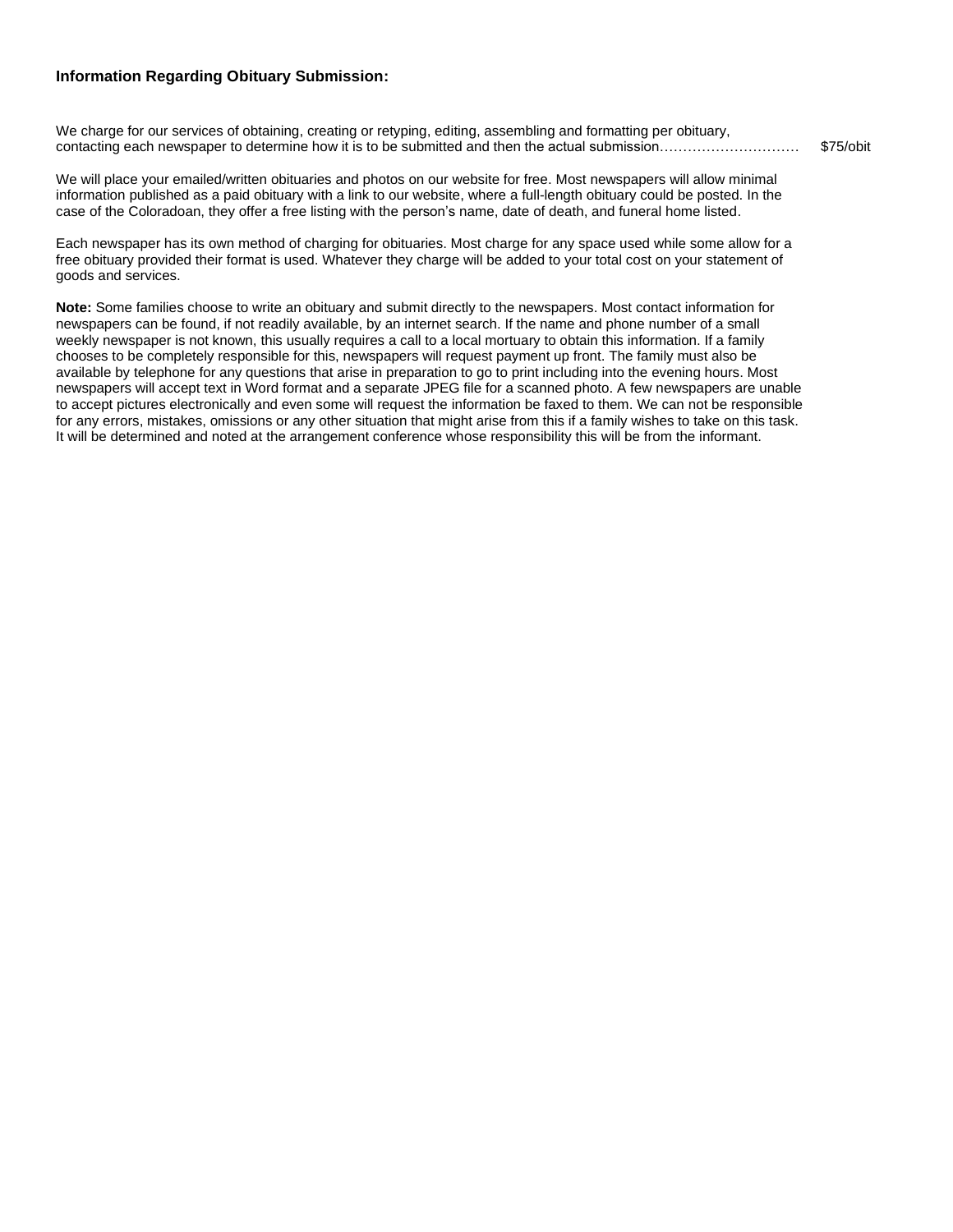**Information Regarding Obituary Submission:**

We charge for our services of obtaining, creating or retyping, editing, assembling and formatting per obituary, contacting each newspaper to determine how it is to be submitted and then the actual submission………………………… $75/obit

We will place your emailed/written obituaries and photos on our website for free. Most newspapers will allow minimal information published as a paid obituary with a link to our website, where a full-length obituary could be posted. In the case of the Coloradoan, they offer a free listing with the person's name, date of death, and funeral home listed.

Each newspaper has its own method of charging for obituaries. Most charge for any space used while some allow for a free obituary provided their format is used. Whatever they charge will be added to your total cost on your statement of goods and services.

**Note:** Some families choose to write an obituary and submit directly to the newspapers. Most contact information for newspapers can be found, if not readily available, by an internet search. If the name and phone number of a small weekly newspaper is not known, this usually requires a call to a local mortuary to obtain this information. If a family chooses to be completely responsible for this, newspapers will request payment up front. The family must also be available by telephone for any questions that arise in preparation to go to print including into the evening hours. Most newspapers will accept text in Word format and a separate JPEG file for a scanned photo. A few newspapers are unable to accept pictures electronically and even some will request the information be faxed to them. We can not be responsible for any errors, mistakes, omissions or any other situation that might arise from this if a family wishes to take on this task. It will be determined and noted at the arrangement conference whose responsibility this will be from the informant.